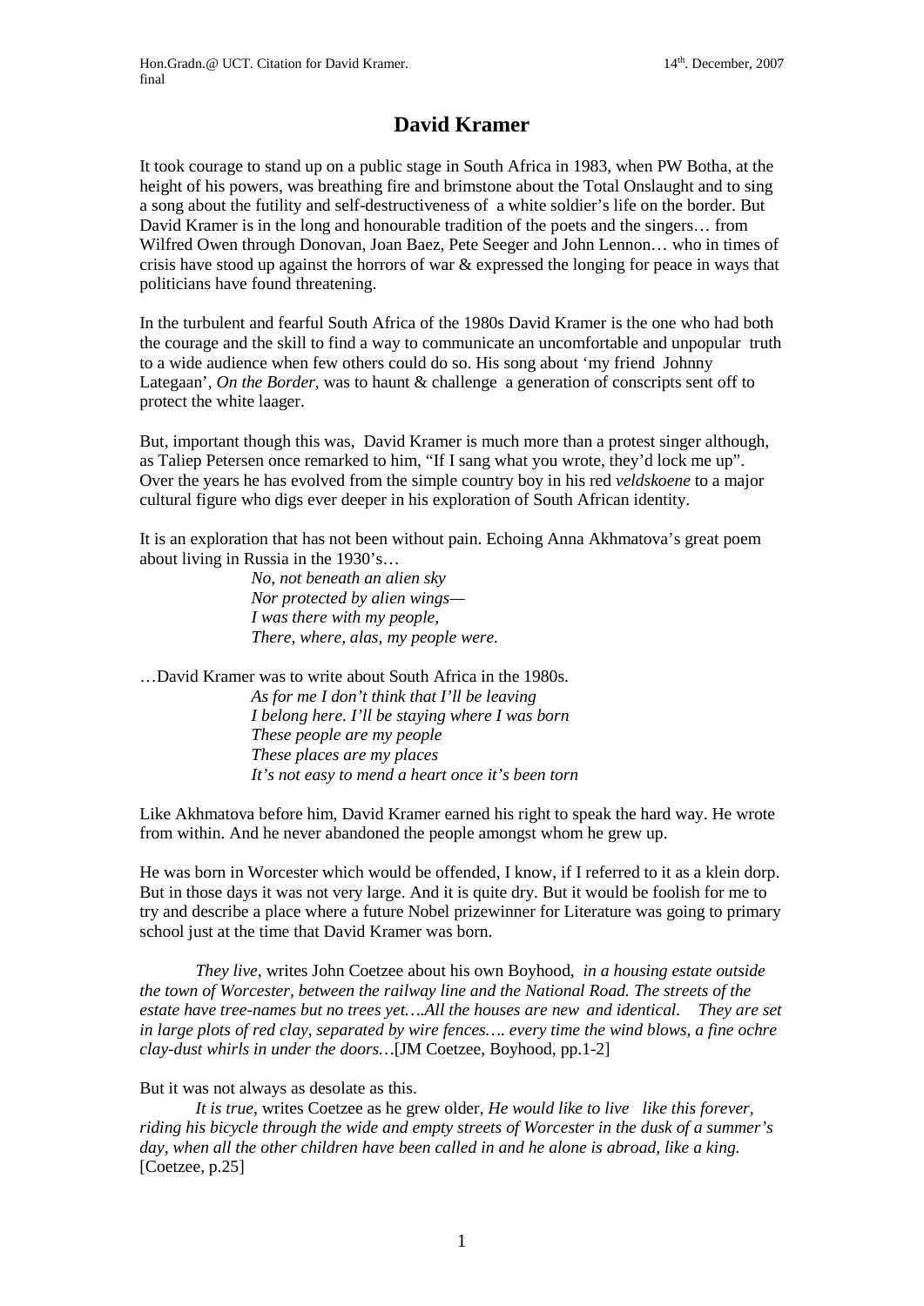# David Kramer

It took courage to stand up on a public stage in South Africa in 1983, when PW Botha, at the height of his powers, was breathing fire and brimstone about the Total Onslaught and to sing a song about the futility and self-destructiveness of a white soldier's life on the border. But David Kramer is in the long and honourable tradition of the poets and the singers… from Wilfred Owen through Donovan, Joan Baez, Pete Seeger and John Lennon… who in times of crisis have stood up against the horrors of war & expressed the longing for peace in ways that politicians have found threatening.

In the turbulent and fearful South Africa of the 1980s David Kramer is the one who had both the courage and the skill to find a way to communicate an uncomfortable and unpopular truth to a wide audience when few others could do so. His song about 'my friend Johnny Lategaan', *On the Border*, was to haunt & challenge a generation of conscripts sent off to protect the white laager.

But, important though this was, David Kramer is much more than a protest singer although, as Taliep Petersen once remarked to him, "If I sang what you wrote, they'd lock me up". Over the years he has evolved from the simple country boy in his red *veldskoene* to a major cultural figure who digs ever deeper in his exploration of South African identity.

It is an exploration that has not been without pain. Echoing Anna Akhmatova's great poem about living in Russia in the 1930's…

> *No, not beneath an alien sky*
> *Nor protected by alien wings—*
> *I was there with my people,*
> *There, where, alas, my people were.*

…David Kramer was to write about South Africa in the 1980s.

> *As for me I don't think that I'll be leaving*
> *I belong here. I'll be staying where I was born*
> *These people are my people*
> *These places are my places*
> *It's not easy to mend a heart once it's been torn*

Like Akhmatova before him, David Kramer earned his right to speak the hard way. He wrote from within. And he never abandoned the people amongst whom he grew up.

He was born in Worcester which would be offended, I know, if I referred to it as a klein dorp. But in those days it was not very large. And it is quite dry. But it would be foolish for me to try and describe a place where a future Nobel prizewinner for Literature was going to primary school just at the time that David Kramer was born.

*They live*, writes John Coetzee about his own Boyhood, *in a housing estate outside the town of Worcester, between the railway line and the National Road. The streets of the estate have tree-names but no trees yet….All the houses are new and identical. They are set in large plots of red clay, separated by wire fences…. every time the wind blows, a fine ochre clay-dust whirls in under the doors…*[JM Coetzee, Boyhood, pp.1-2]

But it was not always as desolate as this.

*It is true*, writes Coetzee as he grew older, *He would like to live like this forever, riding his bicycle through the wide and empty streets of Worcester in the dusk of a summer's day, when all the other children have been called in and he alone is abroad, like a king.* [Coetzee, p.25]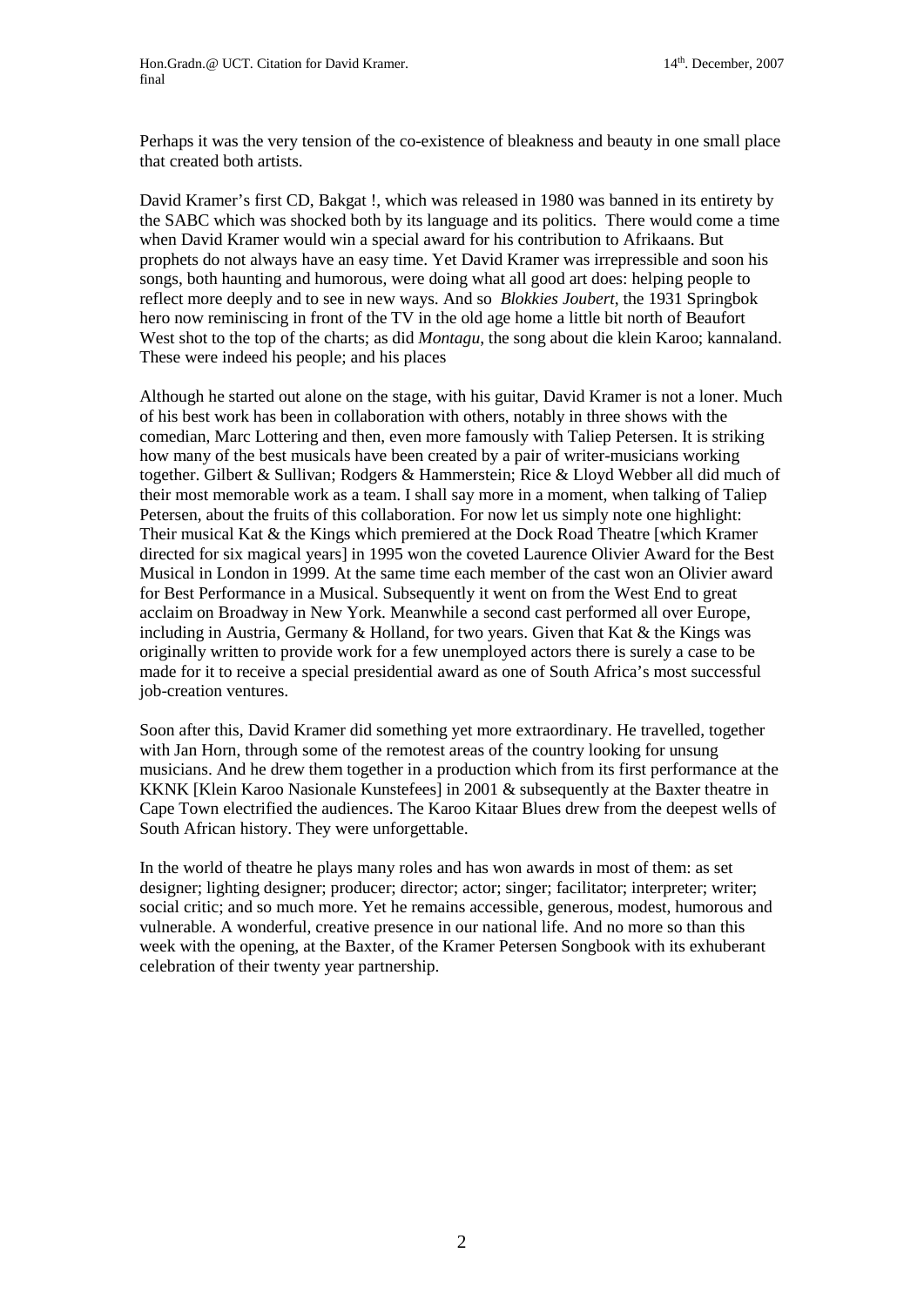Perhaps it was the very tension of the co-existence of bleakness and beauty in one small place that created both artists.

David Kramer's first CD, Bakgat !, which was released in 1980 was banned in its entirety by the SABC which was shocked both by its language and its politics. There would come a time when David Kramer would win a special award for his contribution to Afrikaans. But prophets do not always have an easy time. Yet David Kramer was irrepressible and soon his songs, both haunting and humorous, were doing what all good art does: helping people to reflect more deeply and to see in new ways. And so *Blokkies Joubert*, the 1931 Springbok hero now reminiscing in front of the TV in the old age home a little bit north of Beaufort West shot to the top of the charts; as did *Montagu*, the song about die klein Karoo; kannaland. These were indeed his people; and his places

Although he started out alone on the stage, with his guitar, David Kramer is not a loner. Much of his best work has been in collaboration with others, notably in three shows with the comedian, Marc Lottering and then, even more famously with Taliep Petersen. It is striking how many of the best musicals have been created by a pair of writer-musicians working together. Gilbert & Sullivan; Rodgers & Hammerstein; Rice & Lloyd Webber all did much of their most memorable work as a team. I shall say more in a moment, when talking of Taliep Petersen, about the fruits of this collaboration. For now let us simply note one highlight: Their musical Kat & the Kings which premiered at the Dock Road Theatre [which Kramer directed for six magical years] in 1995 won the coveted Laurence Olivier Award for the Best Musical in London in 1999. At the same time each member of the cast won an Olivier award for Best Performance in a Musical. Subsequently it went on from the West End to great acclaim on Broadway in New York. Meanwhile a second cast performed all over Europe, including in Austria, Germany & Holland, for two years. Given that Kat & the Kings was originally written to provide work for a few unemployed actors there is surely a case to be made for it to receive a special presidential award as one of South Africa's most successful job-creation ventures.

Soon after this, David Kramer did something yet more extraordinary. He travelled, together with Jan Horn, through some of the remotest areas of the country looking for unsung musicians. And he drew them together in a production which from its first performance at the KKNK [Klein Karoo Nasionale Kunstefees] in 2001 & subsequently at the Baxter theatre in Cape Town electrified the audiences. The Karoo Kitaar Blues drew from the deepest wells of South African history. They were unforgettable.

In the world of theatre he plays many roles and has won awards in most of them: as set designer; lighting designer; producer; director; actor; singer; facilitator; interpreter; writer; social critic; and so much more. Yet he remains accessible, generous, modest, humorous and vulnerable. A wonderful, creative presence in our national life. And no more so than this week with the opening, at the Baxter, of the Kramer Petersen Songbook with its exhuberant celebration of their twenty year partnership.